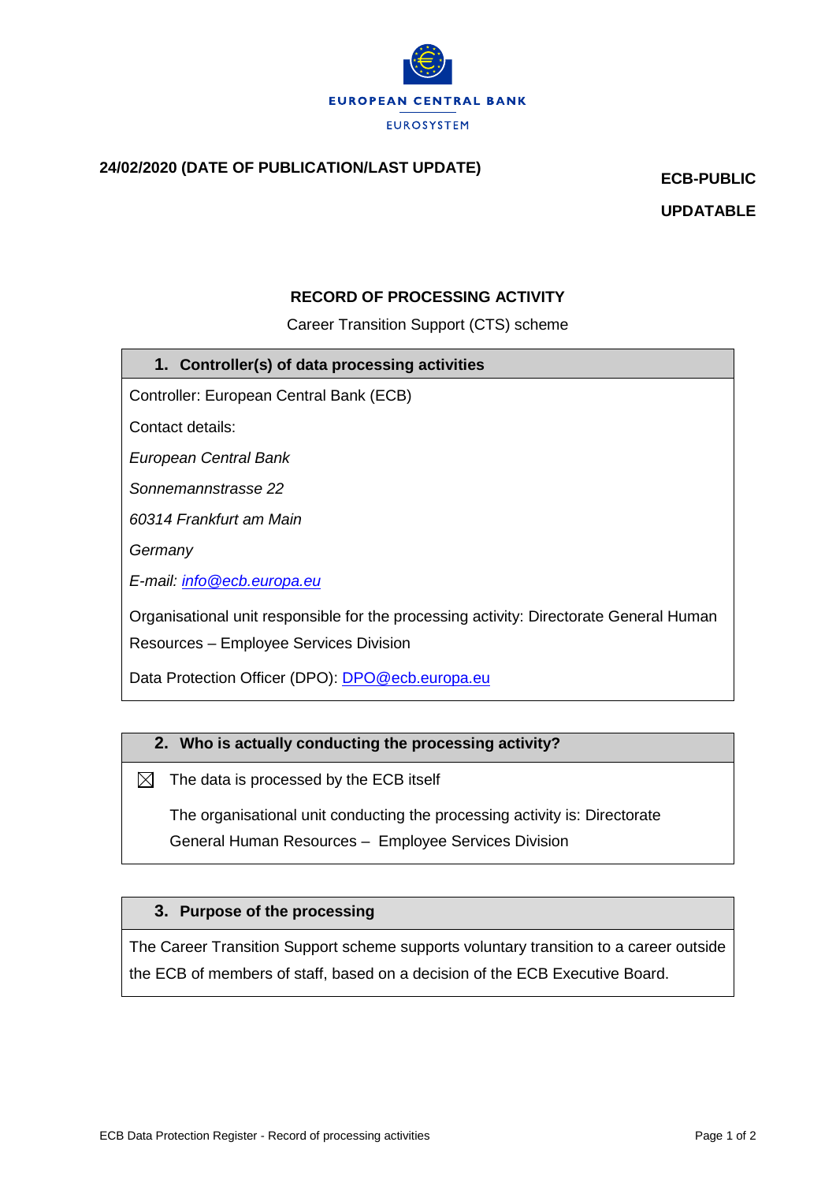EUROPEAN CENTRAL BANK

EUROSYSTEM

**24/02/2020 (DATE OF PUBLICATION/LAST UPDATE)**

**ECB-PUBLIC**

**UPDATABLE**

# RECORD OF PROCESSING ACTIVITY

Career Transition Support (CTS) scheme

## 1. Controller(s) of data processing activities

Controller: European Central Bank (ECB)

Contact details:

*European Central Bank*

*Sonnemannstrasse 22*

*60314 Frankfurt am Main*

*Germany*

*E-mail: info@ecb.europa.eu*

Organisational unit responsible for the processing activity: Directorate General Human Resources – Employee Services Division

Data Protection Officer (DPO): DPO@ecb.europa.eu

## 2. Who is actually conducting the processing activity?

☒ The data is processed by the ECB itself

The organisational unit conducting the processing activity is: Directorate General Human Resources – Employee Services Division

## 3. Purpose of the processing

The Career Transition Support scheme supports voluntary transition to a career outside the ECB of members of staff, based on a decision of the ECB Executive Board.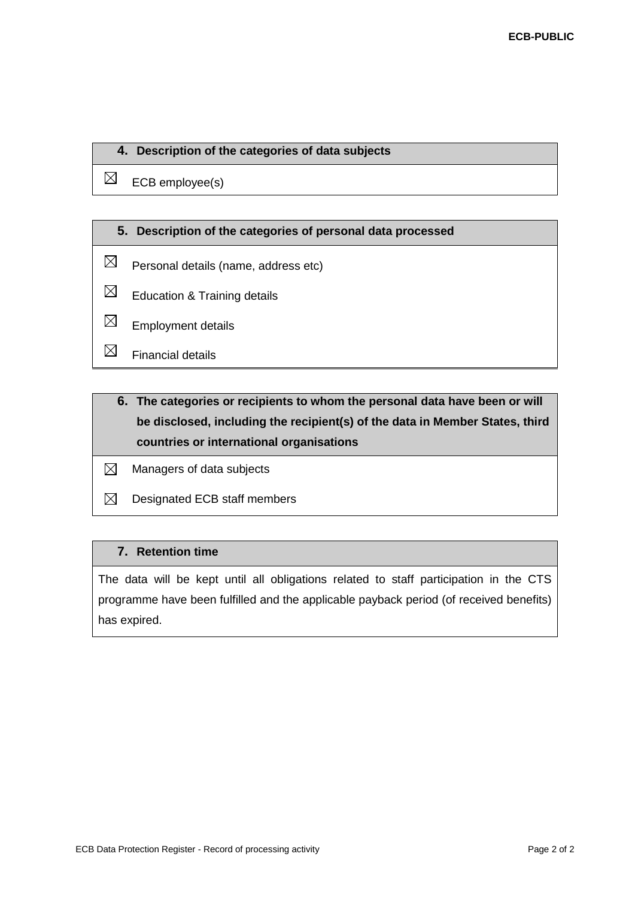## 4. Description of the categories of data subjects

☒ ECB employee(s)

## 5. Description of the categories of personal data processed

☒ Personal details (name, address etc)

☒ Education & Training details

☒ Employment details

☒ Financial details

## 6. The categories or recipients to whom the personal data have been or will be disclosed, including the recipient(s) of the data in Member States, third countries or international organisations

☒ Managers of data subjects

☒ Designated ECB staff members

## 7. Retention time

The data will be kept until all obligations related to staff participation in the CTS programme have been fulfilled and the applicable payback period (of received benefits) has expired.